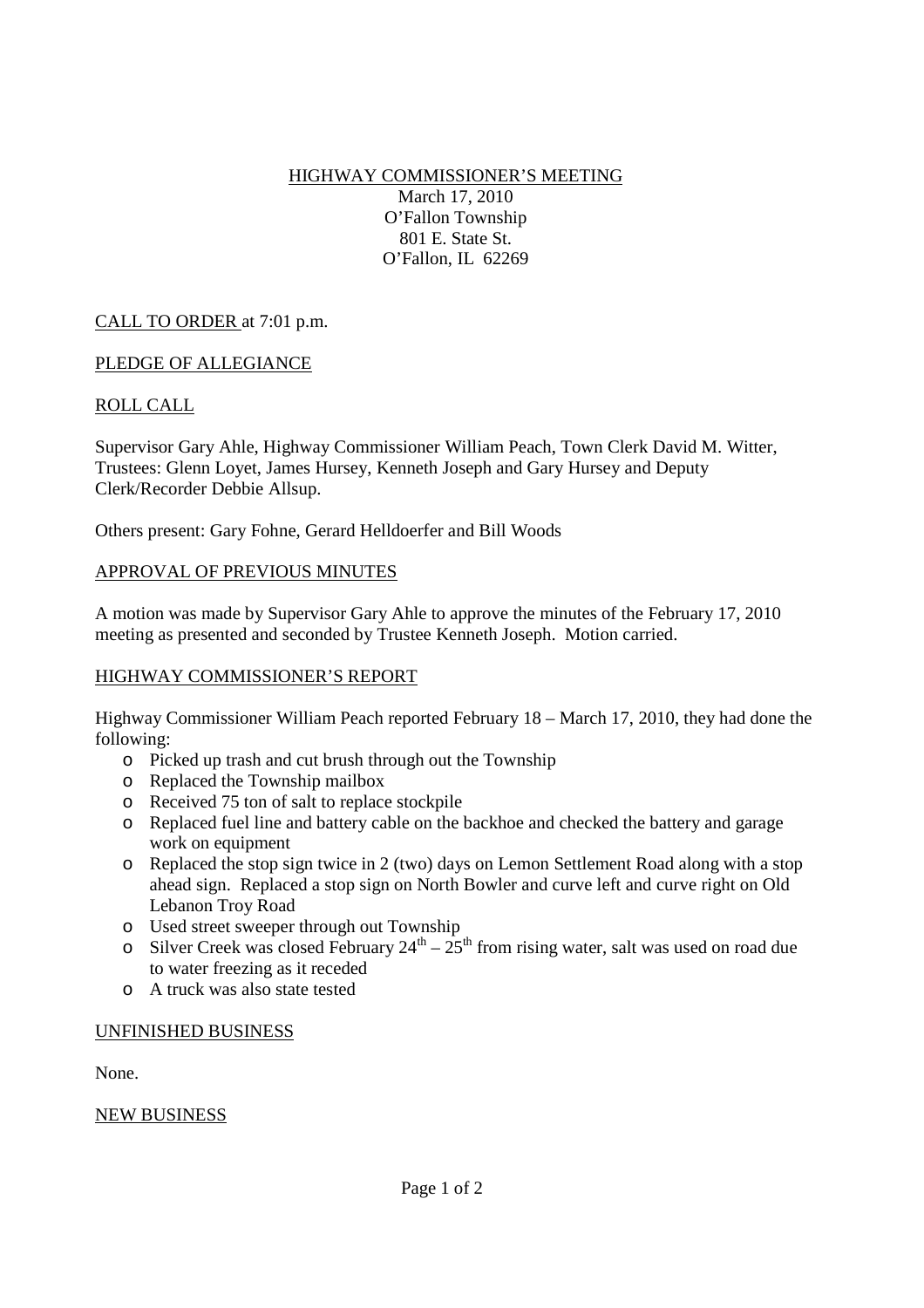# HIGHWAY COMMISSIONER'S MEETING

March 17, 2010
O'Fallon Township
801 E. State St.
O'Fallon, IL 62269

## CALL TO ORDER at 7:01 p.m.

## PLEDGE OF ALLEGIANCE

## ROLL CALL

Supervisor Gary Ahle, Highway Commissioner William Peach, Town Clerk David M. Witter, Trustees: Glenn Loyet, James Hursey, Kenneth Joseph and Gary Hursey and Deputy Clerk/Recorder Debbie Allsup.

Others present: Gary Fohne, Gerard Helldoerfer and Bill Woods

## APPROVAL OF PREVIOUS MINUTES

A motion was made by Supervisor Gary Ahle to approve the minutes of the February 17, 2010 meeting as presented and seconded by Trustee Kenneth Joseph. Motion carried.

## HIGHWAY COMMISSIONER'S REPORT

Highway Commissioner William Peach reported February 18 – March 17, 2010, they had done the following:

- Picked up trash and cut brush through out the Township
- Replaced the Township mailbox
- Received 75 ton of salt to replace stockpile
- Replaced fuel line and battery cable on the backhoe and checked the battery and garage work on equipment
- Replaced the stop sign twice in 2 (two) days on Lemon Settlement Road along with a stop ahead sign. Replaced a stop sign on North Bowler and curve left and curve right on Old Lebanon Troy Road
- Used street sweeper through out Township
- Silver Creek was closed February 24th – 25th from rising water, salt was used on road due to water freezing as it receded
- A truck was also state tested

## UNFINISHED BUSINESS

None.

## NEW BUSINESS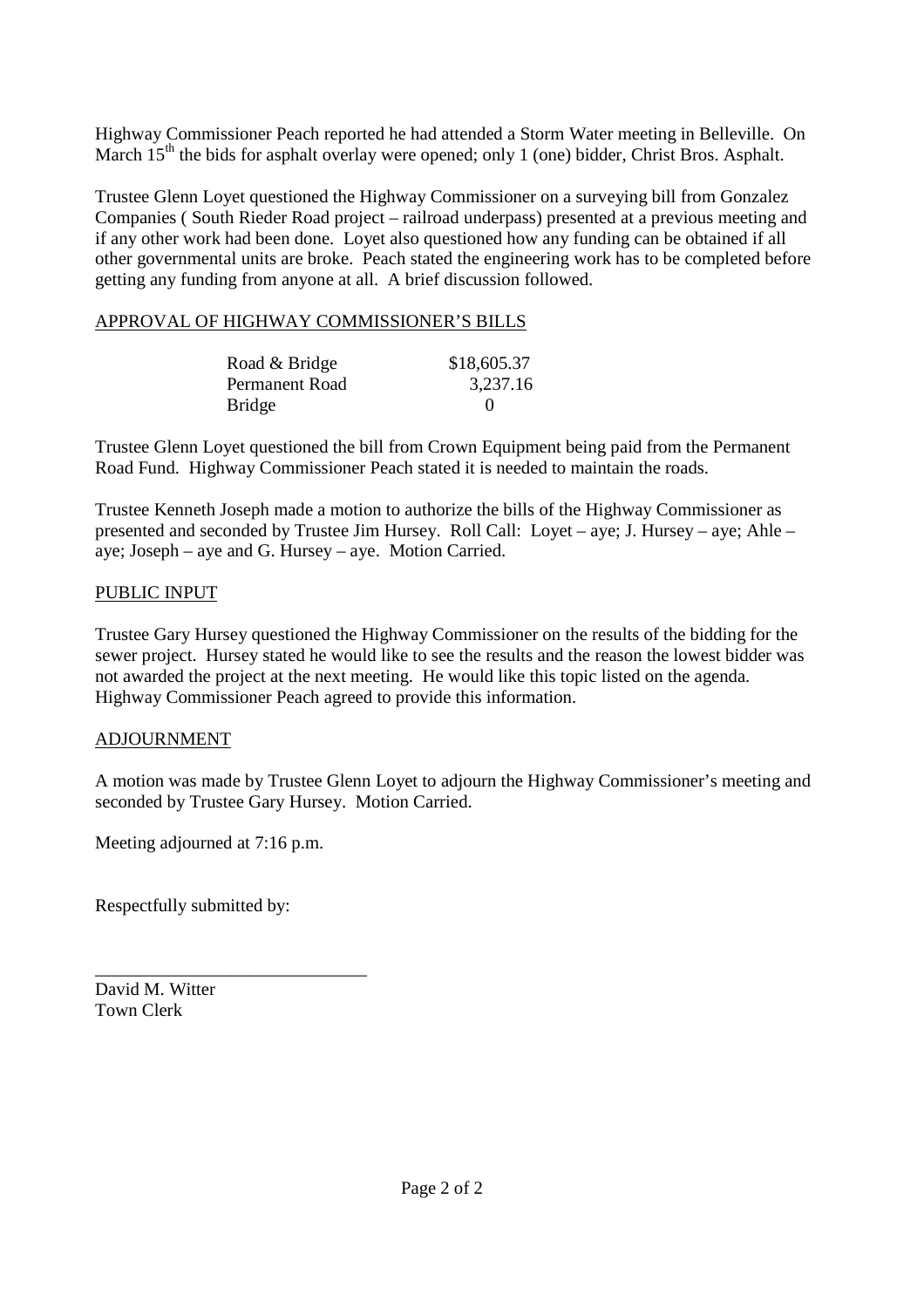Highway Commissioner Peach reported he had attended a Storm Water meeting in Belleville. On March 15th the bids for asphalt overlay were opened; only 1 (one) bidder, Christ Bros. Asphalt.

Trustee Glenn Loyet questioned the Highway Commissioner on a surveying bill from Gonzalez Companies ( South Rieder Road project – railroad underpass) presented at a previous meeting and if any other work had been done. Loyet also questioned how any funding can be obtained if all other governmental units are broke. Peach stated the engineering work has to be completed before getting any funding from anyone at all. A brief discussion followed.

## APPROVAL OF HIGHWAY COMMISSIONER'S BILLS

| | |
|---|---|
| Road & Bridge | \$18,605.37 |
| Permanent Road | 3,237.16 |
| Bridge | 0 |

Trustee Glenn Loyet questioned the bill from Crown Equipment being paid from the Permanent Road Fund. Highway Commissioner Peach stated it is needed to maintain the roads.

Trustee Kenneth Joseph made a motion to authorize the bills of the Highway Commissioner as presented and seconded by Trustee Jim Hursey. Roll Call: Loyet – aye; J. Hursey – aye; Ahle – aye; Joseph – aye and G. Hursey – aye. Motion Carried.

## PUBLIC INPUT

Trustee Gary Hursey questioned the Highway Commissioner on the results of the bidding for the sewer project. Hursey stated he would like to see the results and the reason the lowest bidder was not awarded the project at the next meeting. He would like this topic listed on the agenda. Highway Commissioner Peach agreed to provide this information.

## ADJOURNMENT

A motion was made by Trustee Glenn Loyet to adjourn the Highway Commissioner's meeting and seconded by Trustee Gary Hursey. Motion Carried.

Meeting adjourned at 7:16 p.m.

Respectfully submitted by:

\_\_\_\_\_\_\_\_\_\_\_\_\_\_\_\_\_\_\_\_\_\_\_\_\_\_\_\_\_\_

David M. Witter
Town Clerk